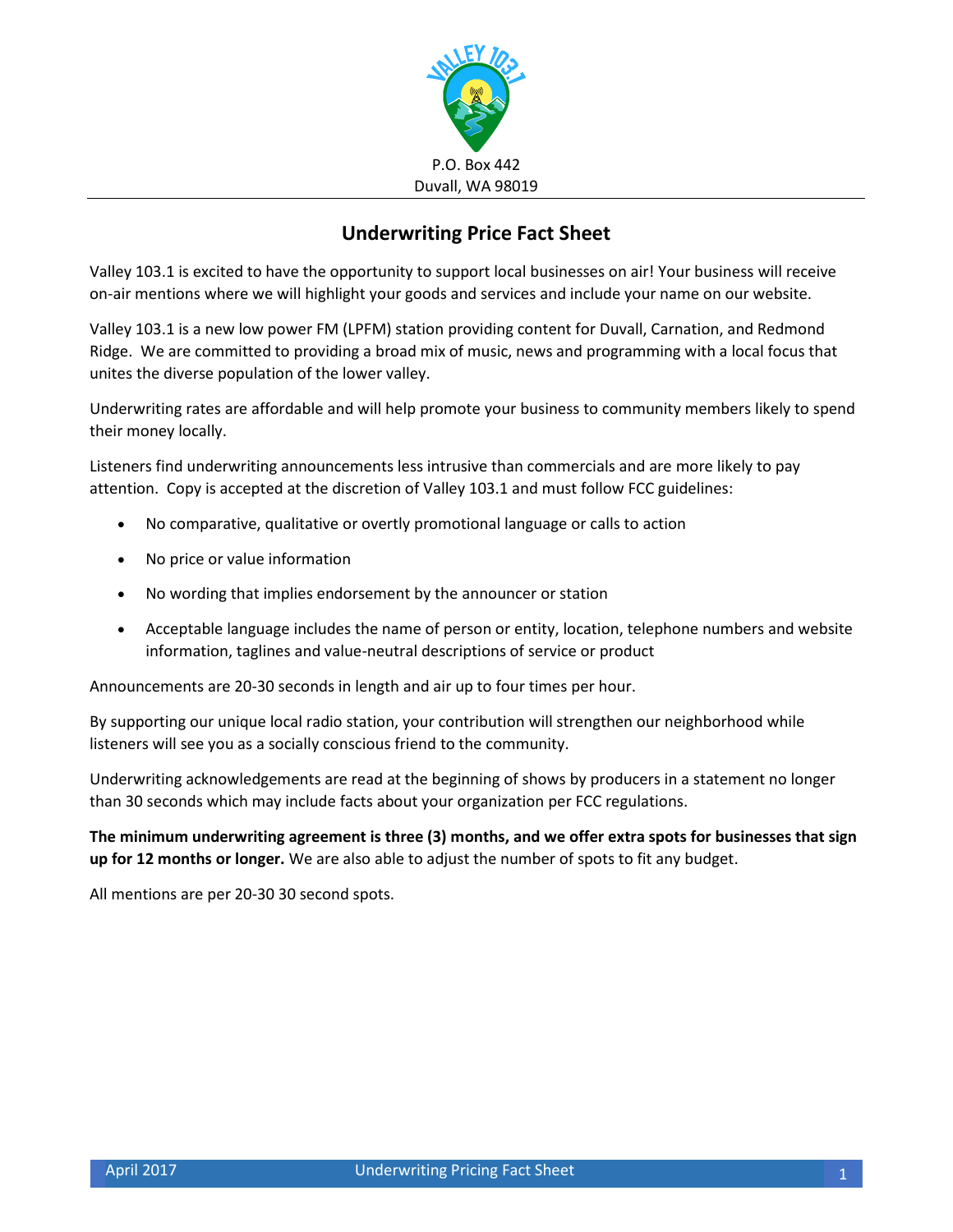P.O. Box 442
Duvall, WA 98019

## Underwriting Price Fact Sheet

Valley 103.1 is excited to have the opportunity to support local businesses on air! Your business will receive on-air mentions where we will highlight your goods and services and include your name on our website.

Valley 103.1 is a new low power FM (LPFM) station providing content for Duvall, Carnation, and Redmond Ridge. We are committed to providing a broad mix of music, news and programming with a local focus that unites the diverse population of the lower valley.

Underwriting rates are affordable and will help promote your business to community members likely to spend their money locally.

Listeners find underwriting announcements less intrusive than commercials and are more likely to pay attention. Copy is accepted at the discretion of Valley 103.1 and must follow FCC guidelines:

- No comparative, qualitative or overtly promotional language or calls to action
- No price or value information
- No wording that implies endorsement by the announcer or station
- Acceptable language includes the name of person or entity, location, telephone numbers and website information, taglines and value-neutral descriptions of service or product

Announcements are 20-30 seconds in length and air up to four times per hour.

By supporting our unique local radio station, your contribution will strengthen our neighborhood while listeners will see you as a socially conscious friend to the community.

Underwriting acknowledgements are read at the beginning of shows by producers in a statement no longer than 30 seconds which may include facts about your organization per FCC regulations.

**The minimum underwriting agreement is three (3) months, and we offer extra spots for businesses that sign up for 12 months or longer.** We are also able to adjust the number of spots to fit any budget.

All mentions are per 20-30 30 second spots.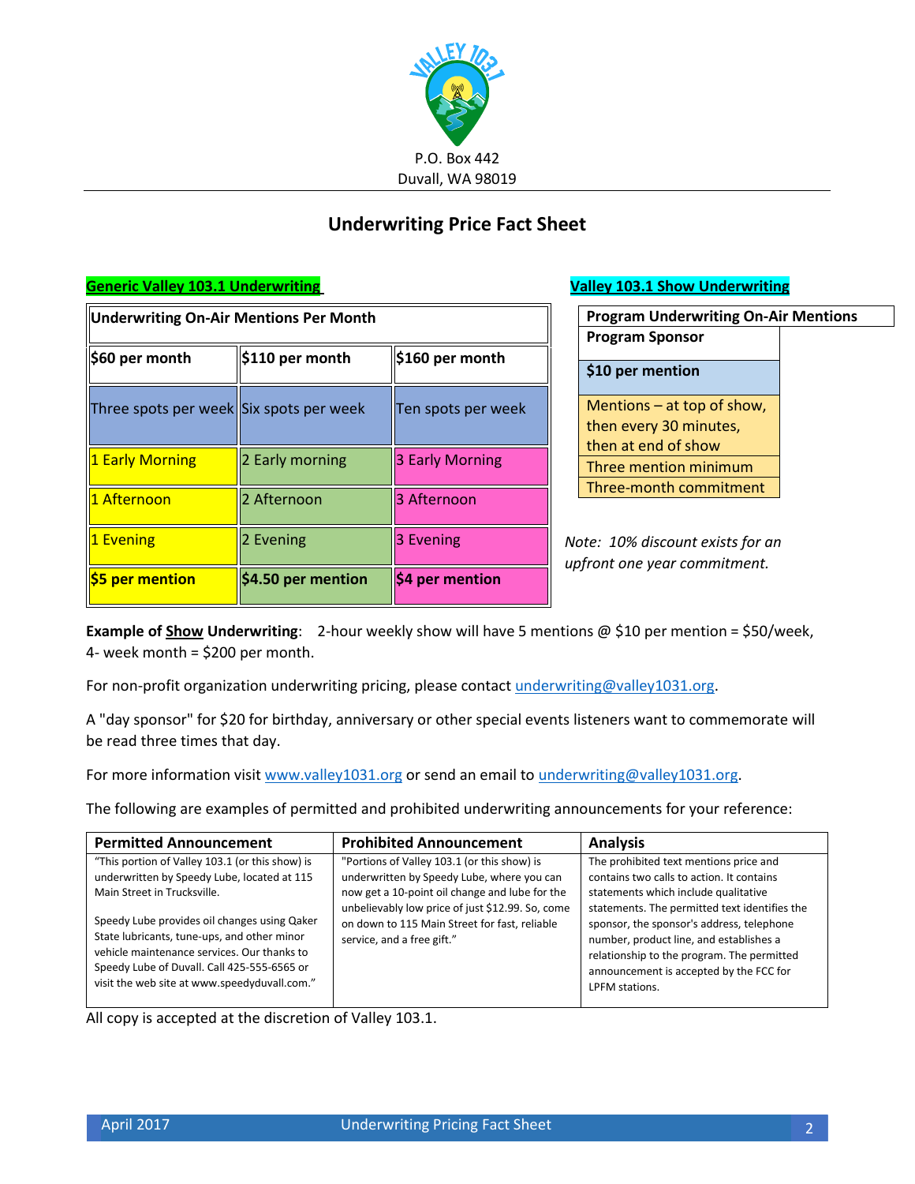P.O. Box 442
Duvall, WA 98019

# Underwriting Price Fact Sheet

**Generic Valley 103.1 Underwriting**

| Underwriting On-Air Mentions Per Month | | |
|---|---|---|
| **$60 per month** | **$110 per month** | **$160 per month** |
| Three spots per week | Six spots per week | Ten spots per week |
| 1 Early Morning | 2 Early morning | 3 Early Morning |
| 1 Afternoon | 2 Afternoon | 3 Afternoon |
| 1 Evening | 2 Evening | 3 Evening |
| **$5 per mention** | **$4.50 per mention** | **$4 per mention** |

**Valley 103.1 Show Underwriting**

| Program Underwriting On-Air Mentions |
|---|
| **Program Sponsor** |
| **$10 per mention** |
| Mentions – at top of show, then every 30 minutes, then at end of show |
| Three mention minimum |
| Three-month commitment |

*Note: 10% discount exists for an upfront one year commitment.*

**Example of Show Underwriting**: 2-hour weekly show will have 5 mentions @ $10 per mention = $50/week, 4- week month = $200 per month.

For non-profit organization underwriting pricing, please contact underwriting@valley1031.org.

A "day sponsor" for $20 for birthday, anniversary or other special events listeners want to commemorate will be read three times that day.

For more information visit www.valley1031.org or send an email to underwriting@valley1031.org.

The following are examples of permitted and prohibited underwriting announcements for your reference:

| Permitted Announcement | Prohibited Announcement | Analysis |
|---|---|---|
| "This portion of Valley 103.1 (or this show) is underwritten by Speedy Lube, located at 115 Main Street in Trucksville. Speedy Lube provides oil changes using Qaker State lubricants, tune-ups, and other minor vehicle maintenance services. Our thanks to Speedy Lube of Duvall. Call 425-555-6565 or visit the web site at www.speedyduvall.com." | "Portions of Valley 103.1 (or this show) is underwritten by Speedy Lube, where you can now get a 10-point oil change and lube for the unbelievably low price of just $12.99. So, come on down to 115 Main Street for fast, reliable service, and a free gift." | The prohibited text mentions price and contains two calls to action. It contains statements which include qualitative statements. The permitted text identifies the sponsor, the sponsor's address, telephone number, product line, and establishes a relationship to the program. The permitted announcement is accepted by the FCC for LPFM stations. |

All copy is accepted at the discretion of Valley 103.1.